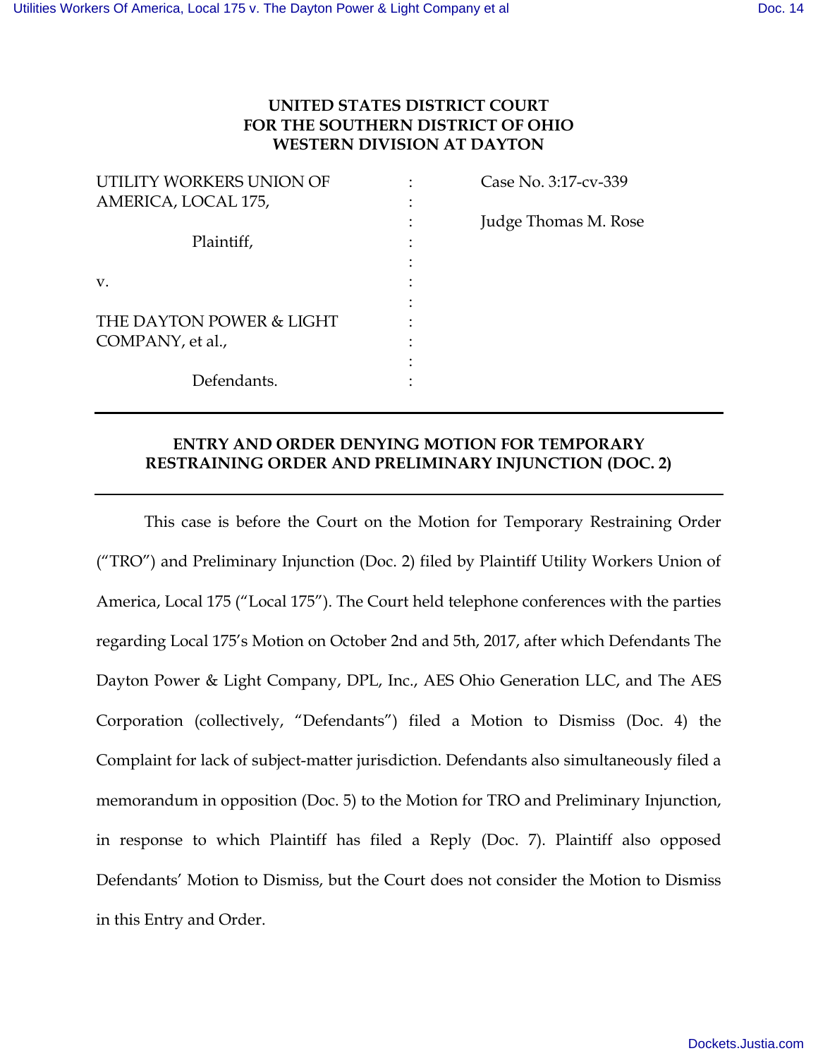**UNITED STATES DISTRICT COURT**
**FOR THE SOUTHERN DISTRICT OF OHIO**
**WESTERN DIVISION AT DAYTON**

| | | |
|---|---|---|
| UTILITY WORKERS UNION OF AMERICA, LOCAL 175, | : | Case No. 3:17-cv-339 |
| | : | |
| Plaintiff, | : | Judge Thomas M. Rose |
| | : | |
| v. | : | |
| | : | |
| THE DAYTON POWER & LIGHT COMPANY, et al., | : | |
| | : | |
| Defendants. | : | |

---

**ENTRY AND ORDER DENYING MOTION FOR TEMPORARY RESTRAINING ORDER AND PRELIMINARY INJUNCTION (DOC. 2)**

---

This case is before the Court on the Motion for Temporary Restraining Order ("TRO") and Preliminary Injunction (Doc. 2) filed by Plaintiff Utility Workers Union of America, Local 175 ("Local 175"). The Court held telephone conferences with the parties regarding Local 175's Motion on October 2nd and 5th, 2017, after which Defendants The Dayton Power & Light Company, DPL, Inc., AES Ohio Generation LLC, and The AES Corporation (collectively, "Defendants") filed a Motion to Dismiss (Doc. 4) the Complaint for lack of subject-matter jurisdiction. Defendants also simultaneously filed a memorandum in opposition (Doc. 5) to the Motion for TRO and Preliminary Injunction, in response to which Plaintiff has filed a Reply (Doc. 7). Plaintiff also opposed Defendants' Motion to Dismiss, but the Court does not consider the Motion to Dismiss in this Entry and Order.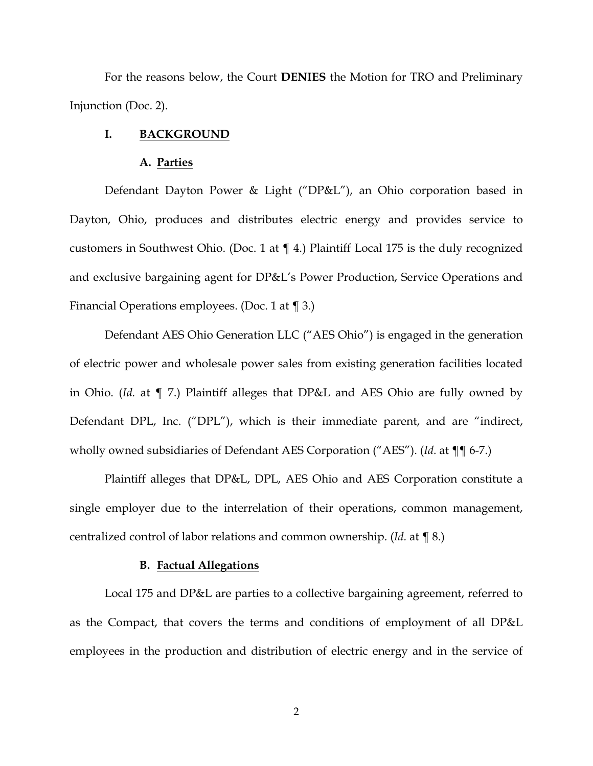For the reasons below, the Court **DENIES** the Motion for TRO and Preliminary Injunction (Doc. 2).

## I. BACKGROUND

### A. Parties

Defendant Dayton Power & Light ("DP&L"), an Ohio corporation based in Dayton, Ohio, produces and distributes electric energy and provides service to customers in Southwest Ohio. (Doc. 1 at ¶ 4.) Plaintiff Local 175 is the duly recognized and exclusive bargaining agent for DP&L's Power Production, Service Operations and Financial Operations employees. (Doc. 1 at ¶ 3.)

Defendant AES Ohio Generation LLC ("AES Ohio") is engaged in the generation of electric power and wholesale power sales from existing generation facilities located in Ohio. (*Id.* at ¶ 7.) Plaintiff alleges that DP&L and AES Ohio are fully owned by Defendant DPL, Inc. ("DPL"), which is their immediate parent, and are "indirect, wholly owned subsidiaries of Defendant AES Corporation ("AES"). (*Id.* at ¶¶ 6-7.)

Plaintiff alleges that DP&L, DPL, AES Ohio and AES Corporation constitute a single employer due to the interrelation of their operations, common management, centralized control of labor relations and common ownership. (*Id.* at ¶ 8.)

### B. Factual Allegations

Local 175 and DP&L are parties to a collective bargaining agreement, referred to as the Compact, that covers the terms and conditions of employment of all DP&L employees in the production and distribution of electric energy and in the service of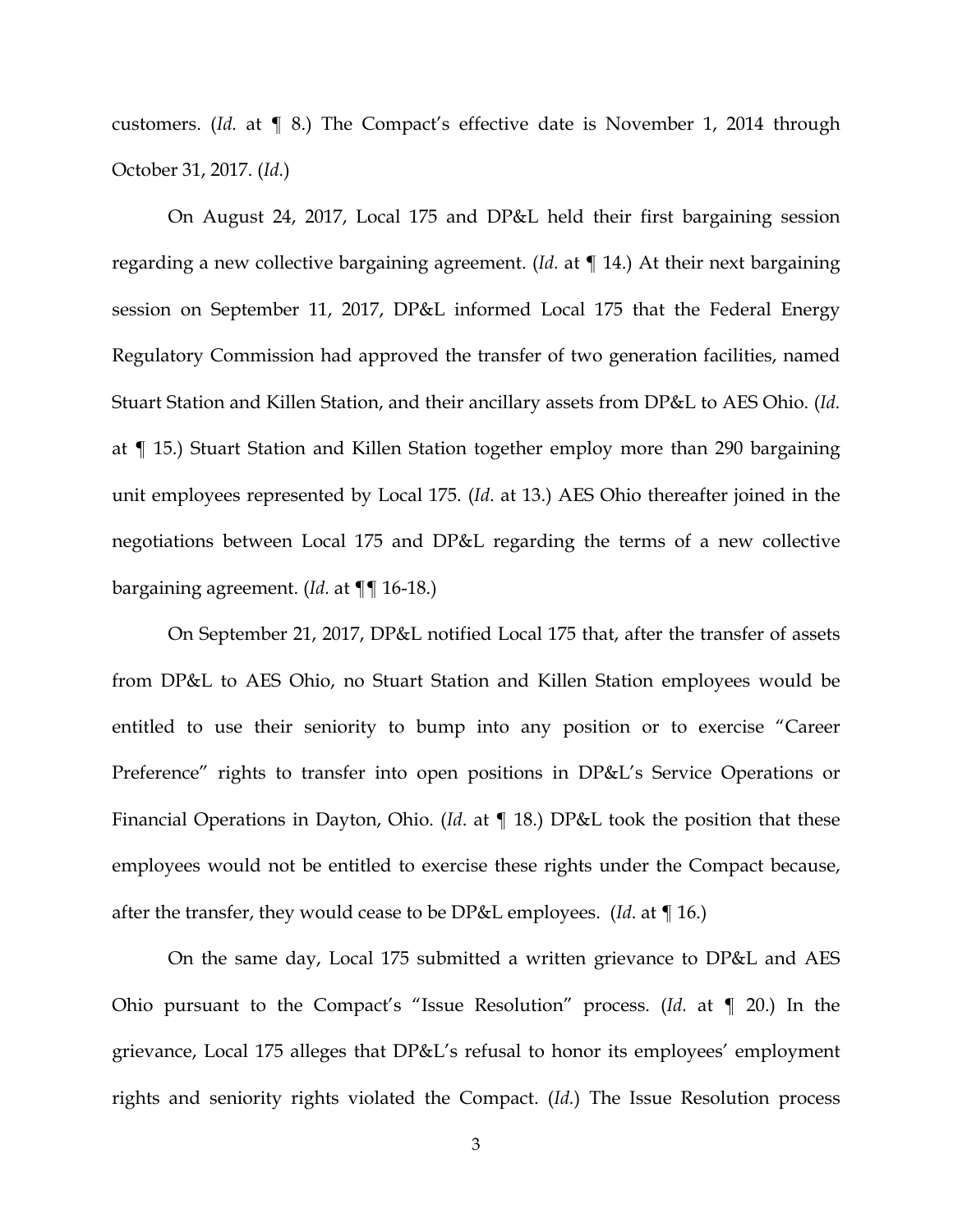customers. (*Id.* at ¶ 8.) The Compact's effective date is November 1, 2014 through October 31, 2017. (*Id.*)

On August 24, 2017, Local 175 and DP&L held their first bargaining session regarding a new collective bargaining agreement. (*Id.* at ¶ 14.) At their next bargaining session on September 11, 2017, DP&L informed Local 175 that the Federal Energy Regulatory Commission had approved the transfer of two generation facilities, named Stuart Station and Killen Station, and their ancillary assets from DP&L to AES Ohio. (*Id.* at ¶ 15.) Stuart Station and Killen Station together employ more than 290 bargaining unit employees represented by Local 175. (*Id*. at 13.) AES Ohio thereafter joined in the negotiations between Local 175 and DP&L regarding the terms of a new collective bargaining agreement. (*Id.* at ¶¶ 16-18.)

On September 21, 2017, DP&L notified Local 175 that, after the transfer of assets from DP&L to AES Ohio, no Stuart Station and Killen Station employees would be entitled to use their seniority to bump into any position or to exercise "Career Preference" rights to transfer into open positions in DP&L's Service Operations or Financial Operations in Dayton, Ohio. (*Id*. at ¶ 18.) DP&L took the position that these employees would not be entitled to exercise these rights under the Compact because, after the transfer, they would cease to be DP&L employees. (*Id*. at ¶ 16.)

On the same day, Local 175 submitted a written grievance to DP&L and AES Ohio pursuant to the Compact's "Issue Resolution" process. (*Id.* at ¶ 20.) In the grievance, Local 175 alleges that DP&L's refusal to honor its employees' employment rights and seniority rights violated the Compact. (*Id.*) The Issue Resolution process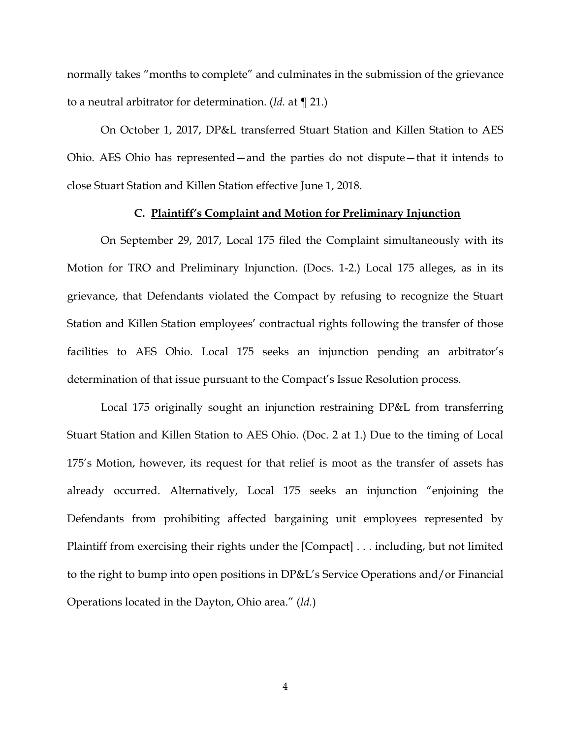normally takes "months to complete" and culminates in the submission of the grievance to a neutral arbitrator for determination. (*Id.* at ¶ 21.)

On October 1, 2017, DP&L transferred Stuart Station and Killen Station to AES Ohio. AES Ohio has represented—and the parties do not dispute—that it intends to close Stuart Station and Killen Station effective June 1, 2018.

### C. <u>Plaintiff's Complaint and Motion for Preliminary Injunction</u>

On September 29, 2017, Local 175 filed the Complaint simultaneously with its Motion for TRO and Preliminary Injunction. (Docs. 1-2.) Local 175 alleges, as in its grievance, that Defendants violated the Compact by refusing to recognize the Stuart Station and Killen Station employees' contractual rights following the transfer of those facilities to AES Ohio. Local 175 seeks an injunction pending an arbitrator's determination of that issue pursuant to the Compact's Issue Resolution process.

Local 175 originally sought an injunction restraining DP&L from transferring Stuart Station and Killen Station to AES Ohio. (Doc. 2 at 1.) Due to the timing of Local 175's Motion, however, its request for that relief is moot as the transfer of assets has already occurred. Alternatively, Local 175 seeks an injunction "enjoining the Defendants from prohibiting affected bargaining unit employees represented by Plaintiff from exercising their rights under the [Compact] . . . including, but not limited to the right to bump into open positions in DP&L's Service Operations and/or Financial Operations located in the Dayton, Ohio area." (*Id.*)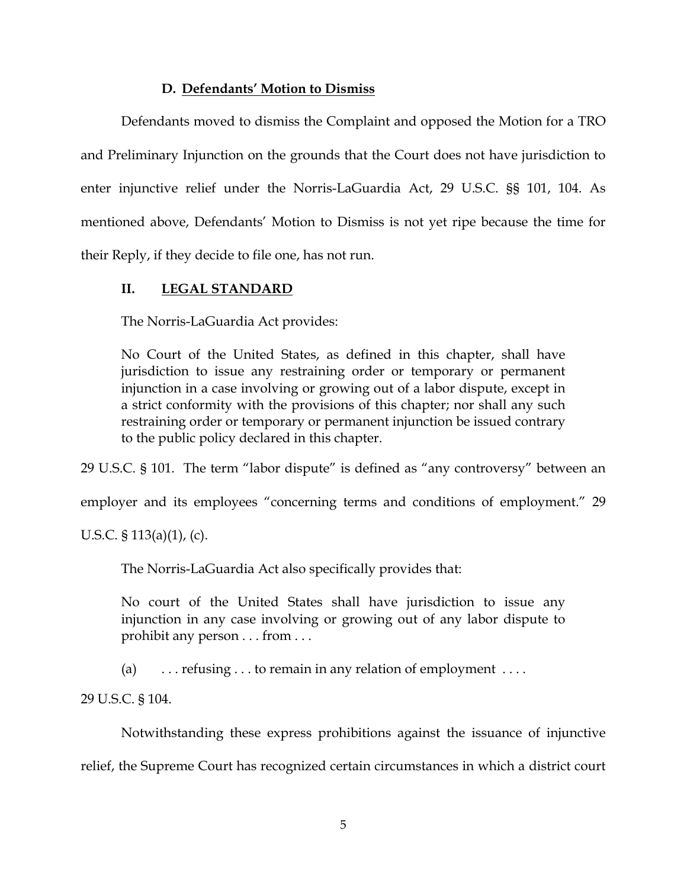### D. Defendants' Motion to Dismiss

Defendants moved to dismiss the Complaint and opposed the Motion for a TRO and Preliminary Injunction on the grounds that the Court does not have jurisdiction to enter injunctive relief under the Norris-LaGuardia Act, 29 U.S.C. §§ 101, 104. As mentioned above, Defendants' Motion to Dismiss is not yet ripe because the time for their Reply, if they decide to file one, has not run.

## II. LEGAL STANDARD

The Norris-LaGuardia Act provides:

> No Court of the United States, as defined in this chapter, shall have jurisdiction to issue any restraining order or temporary or permanent injunction in a case involving or growing out of a labor dispute, except in a strict conformity with the provisions of this chapter; nor shall any such restraining order or temporary or permanent injunction be issued contrary to the public policy declared in this chapter.

29 U.S.C. § 101. The term "labor dispute" is defined as "any controversy" between an employer and its employees "concerning terms and conditions of employment." 29 U.S.C. § 113(a)(1), (c).

The Norris-LaGuardia Act also specifically provides that:

> No court of the United States shall have jurisdiction to issue any injunction in any case involving or growing out of any labor dispute to prohibit any person . . . from . . .
>
> (a) . . . refusing . . . to remain in any relation of employment . . . .

29 U.S.C. § 104.

Notwithstanding these express prohibitions against the issuance of injunctive relief, the Supreme Court has recognized certain circumstances in which a district court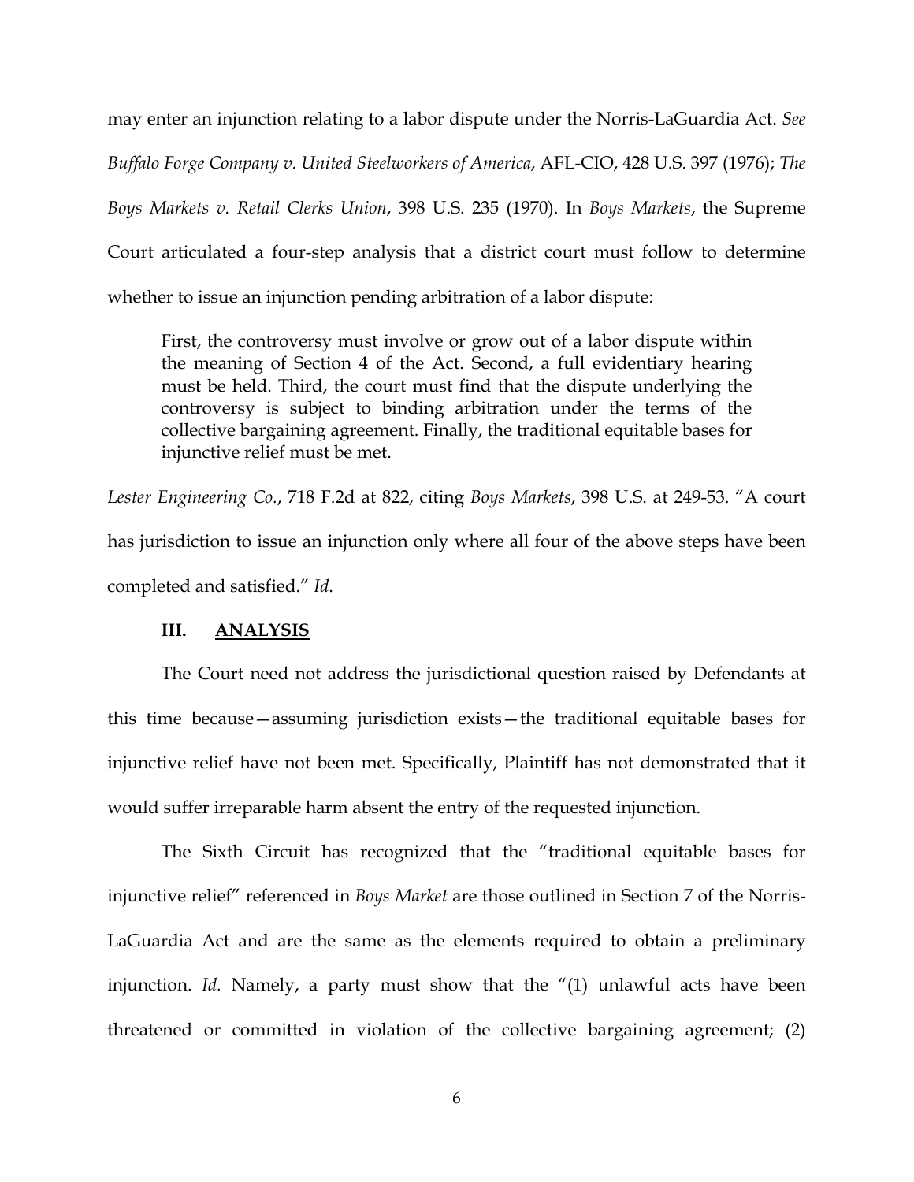may enter an injunction relating to a labor dispute under the Norris-LaGuardia Act. *See Buffalo Forge Company v. United Steelworkers of America*, AFL-CIO, 428 U.S. 397 (1976); *The Boys Markets v. Retail Clerks Union*, 398 U.S. 235 (1970). In *Boys Markets*, the Supreme Court articulated a four-step analysis that a district court must follow to determine whether to issue an injunction pending arbitration of a labor dispute:

> First, the controversy must involve or grow out of a labor dispute within the meaning of Section 4 of the Act. Second, a full evidentiary hearing must be held. Third, the court must find that the dispute underlying the controversy is subject to binding arbitration under the terms of the collective bargaining agreement. Finally, the traditional equitable bases for injunctive relief must be met.

*Lester Engineering Co.*, 718 F.2d at 822, citing *Boys Markets*, 398 U.S. at 249-53. "A court has jurisdiction to issue an injunction only where all four of the above steps have been completed and satisfied." *Id.*

## III. ANALYSIS

The Court need not address the jurisdictional question raised by Defendants at this time because—assuming jurisdiction exists—the traditional equitable bases for injunctive relief have not been met. Specifically, Plaintiff has not demonstrated that it would suffer irreparable harm absent the entry of the requested injunction.

The Sixth Circuit has recognized that the "traditional equitable bases for injunctive relief" referenced in *Boys Market* are those outlined in Section 7 of the Norris-LaGuardia Act and are the same as the elements required to obtain a preliminary injunction. *Id.* Namely, a party must show that the "(1) unlawful acts have been threatened or committed in violation of the collective bargaining agreement; (2)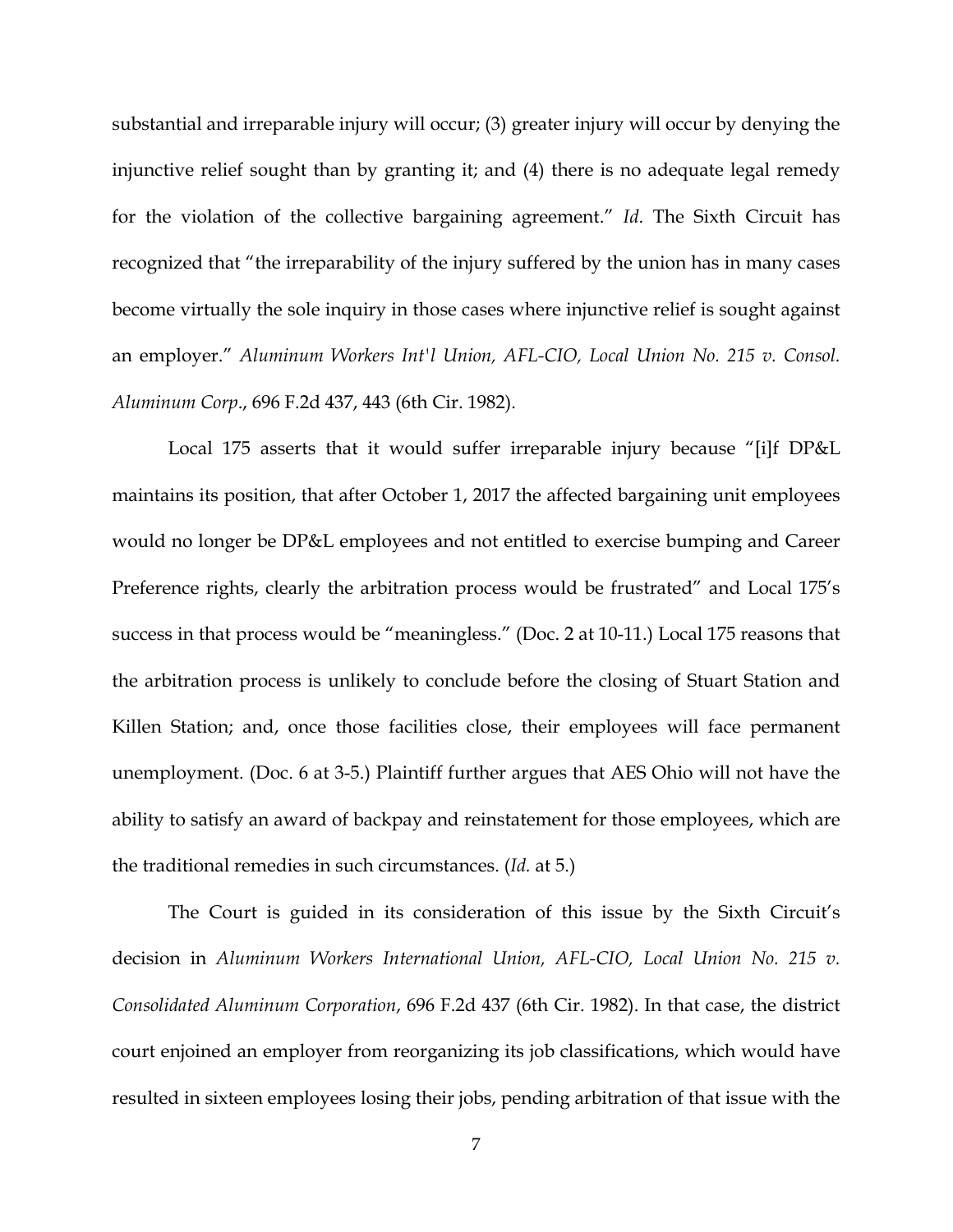substantial and irreparable injury will occur; (3) greater injury will occur by denying the injunctive relief sought than by granting it; and (4) there is no adequate legal remedy for the violation of the collective bargaining agreement." *Id*. The Sixth Circuit has recognized that "the irreparability of the injury suffered by the union has in many cases become virtually the sole inquiry in those cases where injunctive relief is sought against an employer." *Aluminum Workers Int'l Union, AFL-CIO, Local Union No. 215 v. Consol. Aluminum Corp*., 696 F.2d 437, 443 (6th Cir. 1982).

Local 175 asserts that it would suffer irreparable injury because "[i]f DP&L maintains its position, that after October 1, 2017 the affected bargaining unit employees would no longer be DP&L employees and not entitled to exercise bumping and Career Preference rights, clearly the arbitration process would be frustrated" and Local 175's success in that process would be "meaningless." (Doc. 2 at 10-11.) Local 175 reasons that the arbitration process is unlikely to conclude before the closing of Stuart Station and Killen Station; and, once those facilities close, their employees will face permanent unemployment. (Doc. 6 at 3-5.) Plaintiff further argues that AES Ohio will not have the ability to satisfy an award of backpay and reinstatement for those employees, which are the traditional remedies in such circumstances. (*Id.* at 5.)

The Court is guided in its consideration of this issue by the Sixth Circuit's decision in *Aluminum Workers International Union, AFL-CIO, Local Union No. 215 v. Consolidated Aluminum Corporation*, 696 F.2d 437 (6th Cir. 1982). In that case, the district court enjoined an employer from reorganizing its job classifications, which would have resulted in sixteen employees losing their jobs, pending arbitration of that issue with the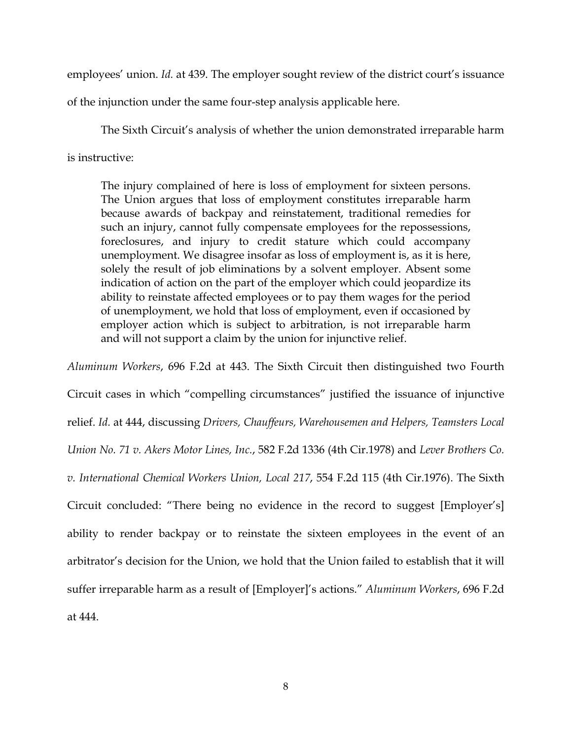employees' union. *Id.* at 439. The employer sought review of the district court's issuance of the injunction under the same four-step analysis applicable here.

The Sixth Circuit's analysis of whether the union demonstrated irreparable harm is instructive:

> The injury complained of here is loss of employment for sixteen persons. The Union argues that loss of employment constitutes irreparable harm because awards of backpay and reinstatement, traditional remedies for such an injury, cannot fully compensate employees for the repossessions, foreclosures, and injury to credit stature which could accompany unemployment. We disagree insofar as loss of employment is, as it is here, solely the result of job eliminations by a solvent employer. Absent some indication of action on the part of the employer which could jeopardize its ability to reinstate affected employees or to pay them wages for the period of unemployment, we hold that loss of employment, even if occasioned by employer action which is subject to arbitration, is not irreparable harm and will not support a claim by the union for injunctive relief.

*Aluminum Workers*, 696 F.2d at 443. The Sixth Circuit then distinguished two Fourth Circuit cases in which "compelling circumstances" justified the issuance of injunctive relief. *Id.* at 444, discussing *Drivers, Chauffeurs, Warehousemen and Helpers, Teamsters Local Union No. 71 v. Akers Motor Lines, Inc.*, 582 F.2d 1336 (4th Cir.1978) and *Lever Brothers Co. v. International Chemical Workers Union, Local 217*, 554 F.2d 115 (4th Cir.1976). The Sixth Circuit concluded: "There being no evidence in the record to suggest [Employer's] ability to render backpay or to reinstate the sixteen employees in the event of an arbitrator's decision for the Union, we hold that the Union failed to establish that it will suffer irreparable harm as a result of [Employer]'s actions." *Aluminum Workers*, 696 F.2d at 444.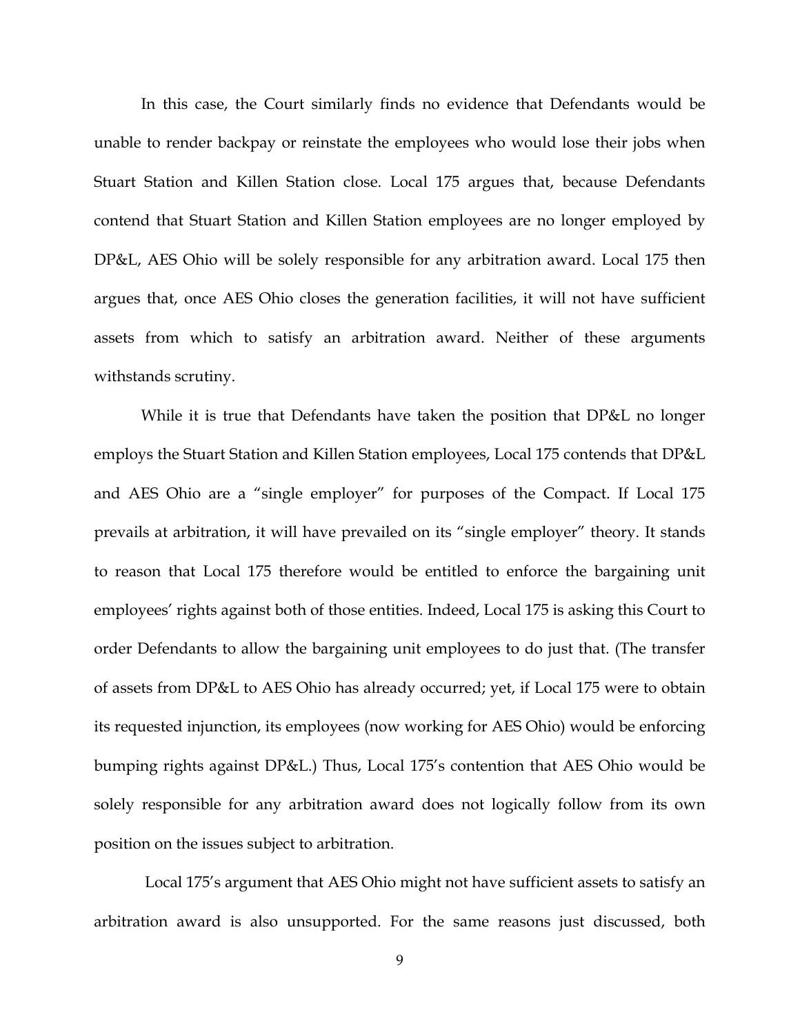In this case, the Court similarly finds no evidence that Defendants would be unable to render backpay or reinstate the employees who would lose their jobs when Stuart Station and Killen Station close. Local 175 argues that, because Defendants contend that Stuart Station and Killen Station employees are no longer employed by DP&L, AES Ohio will be solely responsible for any arbitration award. Local 175 then argues that, once AES Ohio closes the generation facilities, it will not have sufficient assets from which to satisfy an arbitration award. Neither of these arguments withstands scrutiny.

While it is true that Defendants have taken the position that DP&L no longer employs the Stuart Station and Killen Station employees, Local 175 contends that DP&L and AES Ohio are a "single employer" for purposes of the Compact. If Local 175 prevails at arbitration, it will have prevailed on its "single employer" theory. It stands to reason that Local 175 therefore would be entitled to enforce the bargaining unit employees' rights against both of those entities. Indeed, Local 175 is asking this Court to order Defendants to allow the bargaining unit employees to do just that. (The transfer of assets from DP&L to AES Ohio has already occurred; yet, if Local 175 were to obtain its requested injunction, its employees (now working for AES Ohio) would be enforcing bumping rights against DP&L.) Thus, Local 175's contention that AES Ohio would be solely responsible for any arbitration award does not logically follow from its own position on the issues subject to arbitration.

Local 175's argument that AES Ohio might not have sufficient assets to satisfy an arbitration award is also unsupported. For the same reasons just discussed, both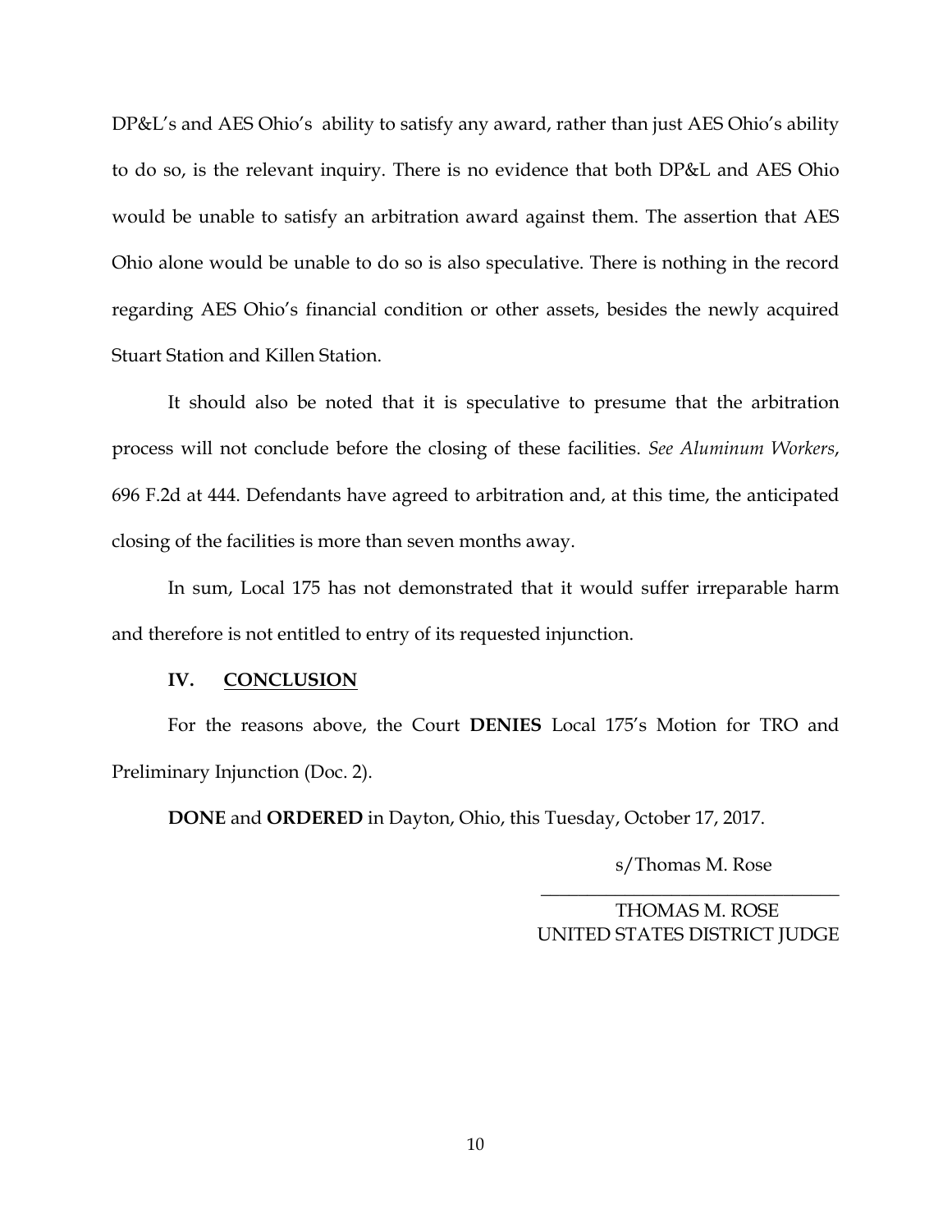DP&L's and AES Ohio's ability to satisfy any award, rather than just AES Ohio's ability to do so, is the relevant inquiry. There is no evidence that both DP&L and AES Ohio would be unable to satisfy an arbitration award against them. The assertion that AES Ohio alone would be unable to do so is also speculative. There is nothing in the record regarding AES Ohio's financial condition or other assets, besides the newly acquired Stuart Station and Killen Station.

It should also be noted that it is speculative to presume that the arbitration process will not conclude before the closing of these facilities. *See Aluminum Workers*, 696 F.2d at 444. Defendants have agreed to arbitration and, at this time, the anticipated closing of the facilities is more than seven months away.

In sum, Local 175 has not demonstrated that it would suffer irreparable harm and therefore is not entitled to entry of its requested injunction.

## IV. CONCLUSION

For the reasons above, the Court **DENIES** Local 175's Motion for TRO and Preliminary Injunction (Doc. 2).

**DONE** and **ORDERED** in Dayton, Ohio, this Tuesday, October 17, 2017.

s/Thomas M. Rose

THOMAS M. ROSE
UNITED STATES DISTRICT JUDGE